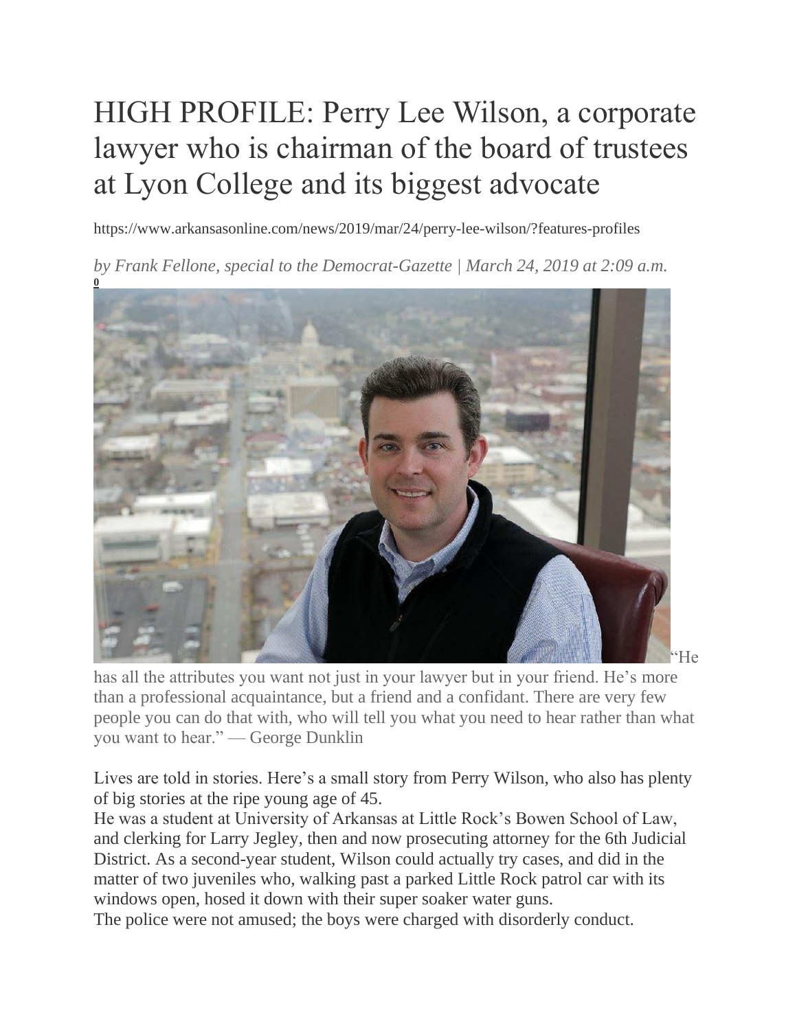# HIGH PROFILE: Perry Lee Wilson, a corporate lawyer who is chairman of the board of trustees at Lyon College and its biggest advocate

https://www.arkansasonline.com/news/2019/mar/24/perry-lee-wilson/?features-profiles

*by Frank Fellone, special to the Democrat-Gazette | March 24, 2019 at 2:09 a.m.*
0

"He has all the attributes you want not just in your lawyer but in your friend. He's more than a professional acquaintance, but a friend and a confidant. There are very few people you can do that with, who will tell you what you need to hear rather than what you want to hear." — George Dunklin

Lives are told in stories. Here's a small story from Perry Wilson, who also has plenty of big stories at the ripe young age of 45.

He was a student at University of Arkansas at Little Rock's Bowen School of Law, and clerking for Larry Jegley, then and now prosecuting attorney for the 6th Judicial District. As a second-year student, Wilson could actually try cases, and did in the matter of two juveniles who, walking past a parked Little Rock patrol car with its windows open, hosed it down with their super soaker water guns.

The police were not amused; the boys were charged with disorderly conduct.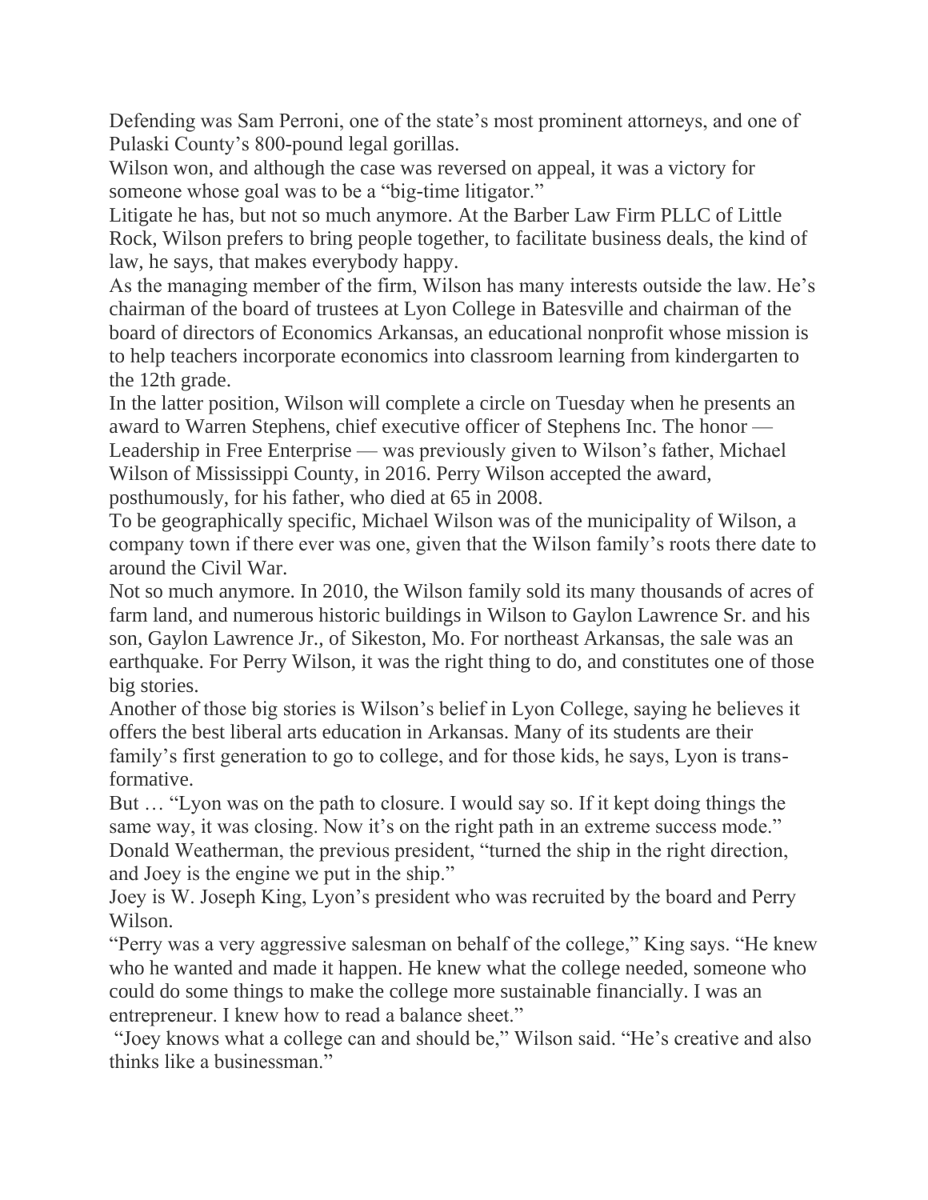Defending was Sam Perroni, one of the state's most prominent attorneys, and one of Pulaski County's 800-pound legal gorillas.

Wilson won, and although the case was reversed on appeal, it was a victory for someone whose goal was to be a "big-time litigator."

Litigate he has, but not so much anymore. At the Barber Law Firm PLLC of Little Rock, Wilson prefers to bring people together, to facilitate business deals, the kind of law, he says, that makes everybody happy.

As the managing member of the firm, Wilson has many interests outside the law. He's chairman of the board of trustees at Lyon College in Batesville and chairman of the board of directors of Economics Arkansas, an educational nonprofit whose mission is to help teachers incorporate economics into classroom learning from kindergarten to the 12th grade.

In the latter position, Wilson will complete a circle on Tuesday when he presents an award to Warren Stephens, chief executive officer of Stephens Inc. The honor — Leadership in Free Enterprise — was previously given to Wilson's father, Michael Wilson of Mississippi County, in 2016. Perry Wilson accepted the award, posthumously, for his father, who died at 65 in 2008.

To be geographically specific, Michael Wilson was of the municipality of Wilson, a company town if there ever was one, given that the Wilson family's roots there date to around the Civil War.

Not so much anymore. In 2010, the Wilson family sold its many thousands of acres of farm land, and numerous historic buildings in Wilson to Gaylon Lawrence Sr. and his son, Gaylon Lawrence Jr., of Sikeston, Mo. For northeast Arkansas, the sale was an earthquake. For Perry Wilson, it was the right thing to do, and constitutes one of those big stories.

Another of those big stories is Wilson's belief in Lyon College, saying he believes it offers the best liberal arts education in Arkansas. Many of its students are their family's first generation to go to college, and for those kids, he says, Lyon is transformative.

But … "Lyon was on the path to closure. I would say so. If it kept doing things the same way, it was closing. Now it's on the right path in an extreme success mode." Donald Weatherman, the previous president, "turned the ship in the right direction, and Joey is the engine we put in the ship."

Joey is W. Joseph King, Lyon's president who was recruited by the board and Perry Wilson.

"Perry was a very aggressive salesman on behalf of the college," King says. "He knew who he wanted and made it happen. He knew what the college needed, someone who could do some things to make the college more sustainable financially. I was an entrepreneur. I knew how to read a balance sheet."

"Joey knows what a college can and should be," Wilson said. "He's creative and also thinks like a businessman."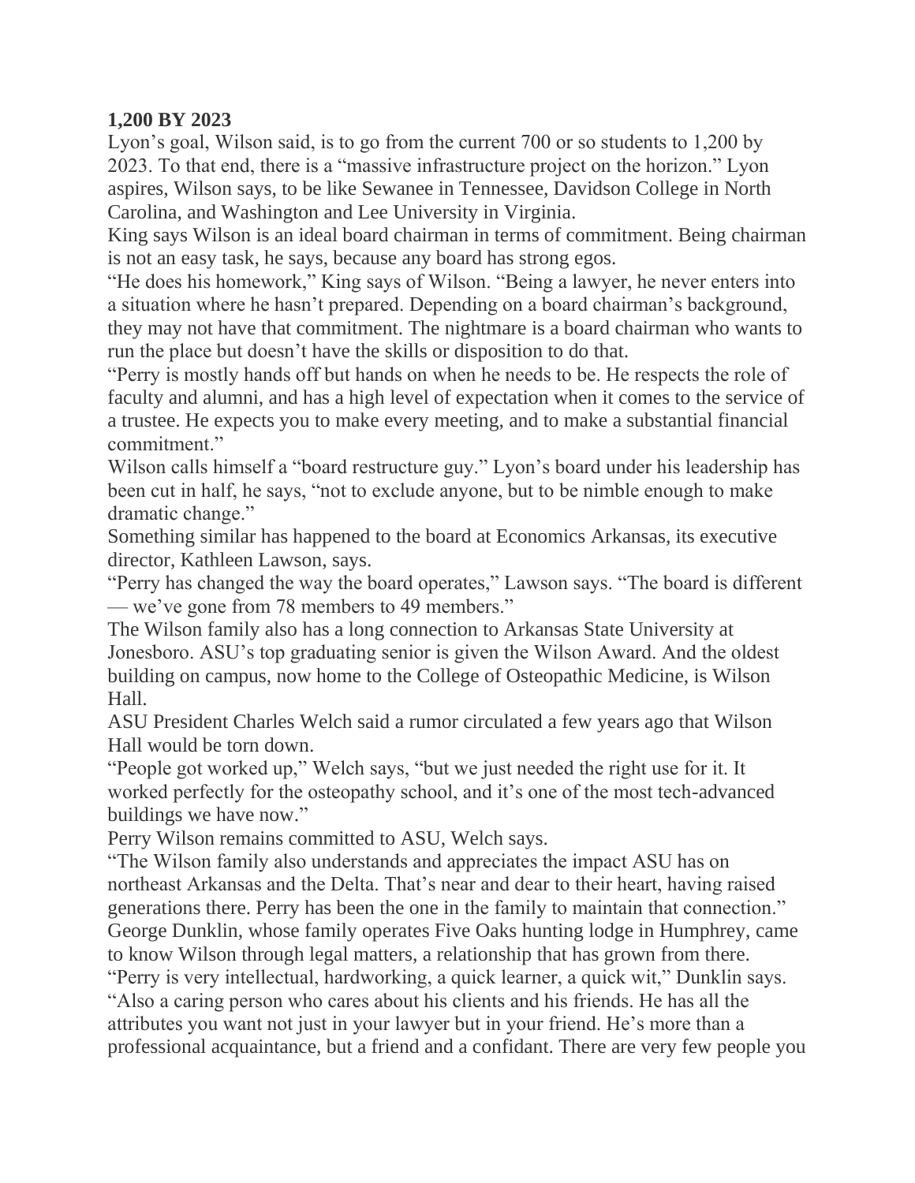**1,200 BY 2023**

Lyon's goal, Wilson said, is to go from the current 700 or so students to 1,200 by 2023. To that end, there is a "massive infrastructure project on the horizon." Lyon aspires, Wilson says, to be like Sewanee in Tennessee, Davidson College in North Carolina, and Washington and Lee University in Virginia.

King says Wilson is an ideal board chairman in terms of commitment. Being chairman is not an easy task, he says, because any board has strong egos.

"He does his homework," King says of Wilson. "Being a lawyer, he never enters into a situation where he hasn't prepared. Depending on a board chairman's background, they may not have that commitment. The nightmare is a board chairman who wants to run the place but doesn't have the skills or disposition to do that.

"Perry is mostly hands off but hands on when he needs to be. He respects the role of faculty and alumni, and has a high level of expectation when it comes to the service of a trustee. He expects you to make every meeting, and to make a substantial financial commitment."

Wilson calls himself a "board restructure guy." Lyon's board under his leadership has been cut in half, he says, "not to exclude anyone, but to be nimble enough to make dramatic change."

Something similar has happened to the board at Economics Arkansas, its executive director, Kathleen Lawson, says.

"Perry has changed the way the board operates," Lawson says. "The board is different — we've gone from 78 members to 49 members."

The Wilson family also has a long connection to Arkansas State University at Jonesboro. ASU's top graduating senior is given the Wilson Award. And the oldest building on campus, now home to the College of Osteopathic Medicine, is Wilson Hall.

ASU President Charles Welch said a rumor circulated a few years ago that Wilson Hall would be torn down.

"People got worked up," Welch says, "but we just needed the right use for it. It worked perfectly for the osteopathy school, and it's one of the most tech-advanced buildings we have now."

Perry Wilson remains committed to ASU, Welch says.

"The Wilson family also understands and appreciates the impact ASU has on northeast Arkansas and the Delta. That's near and dear to their heart, having raised generations there. Perry has been the one in the family to maintain that connection."

George Dunklin, whose family operates Five Oaks hunting lodge in Humphrey, came to know Wilson through legal matters, a relationship that has grown from there.

"Perry is very intellectual, hardworking, a quick learner, a quick wit," Dunklin says. "Also a caring person who cares about his clients and his friends. He has all the attributes you want not just in your lawyer but in your friend. He's more than a professional acquaintance, but a friend and a confidant. There are very few people you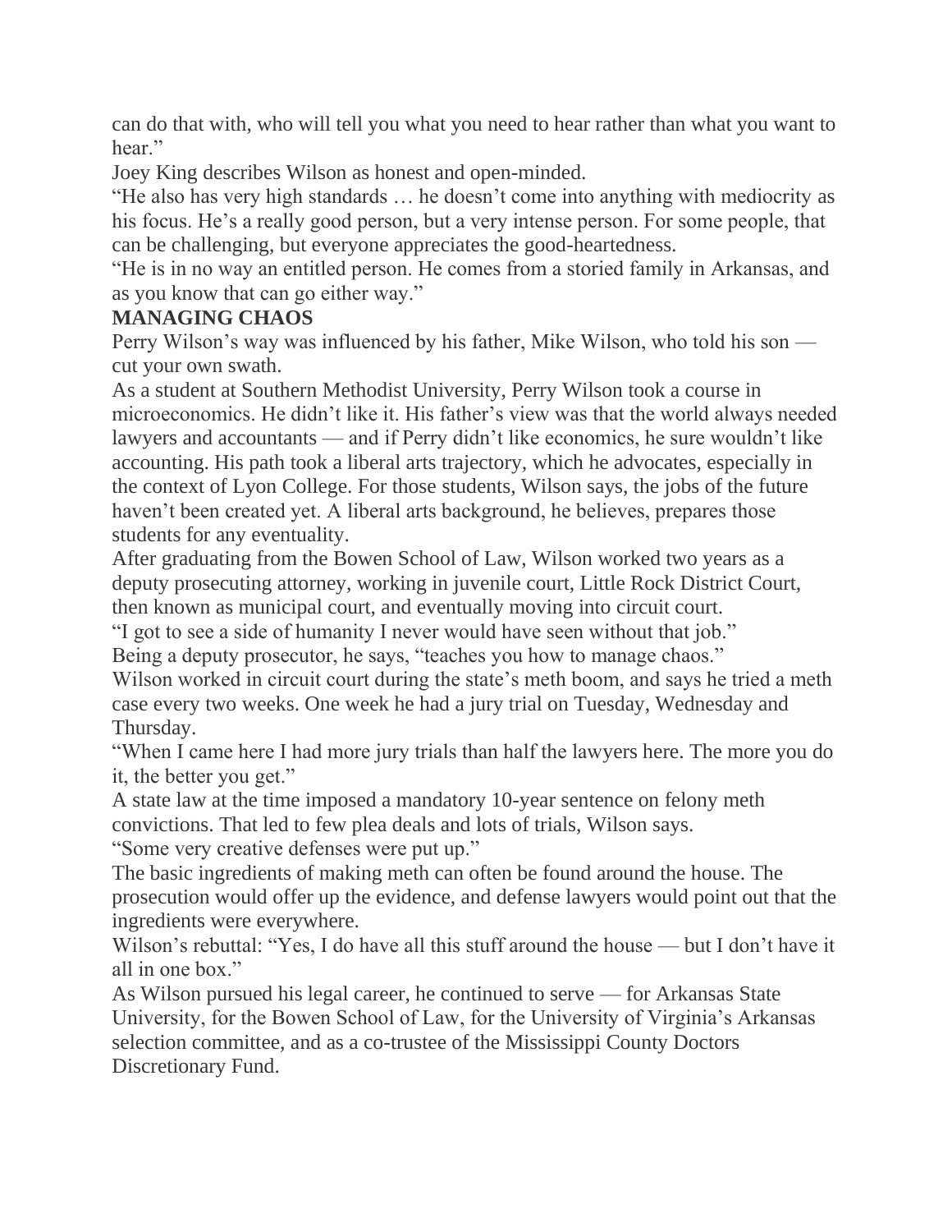can do that with, who will tell you what you need to hear rather than what you want to hear."

Joey King describes Wilson as honest and open-minded.

"He also has very high standards … he doesn't come into anything with mediocrity as his focus. He's a really good person, but a very intense person. For some people, that can be challenging, but everyone appreciates the good-heartedness.

"He is in no way an entitled person. He comes from a storied family in Arkansas, and as you know that can go either way."

**MANAGING CHAOS**

Perry Wilson's way was influenced by his father, Mike Wilson, who told his son — cut your own swath.

As a student at Southern Methodist University, Perry Wilson took a course in microeconomics. He didn't like it. His father's view was that the world always needed lawyers and accountants — and if Perry didn't like economics, he sure wouldn't like accounting. His path took a liberal arts trajectory, which he advocates, especially in the context of Lyon College. For those students, Wilson says, the jobs of the future haven't been created yet. A liberal arts background, he believes, prepares those students for any eventuality.

After graduating from the Bowen School of Law, Wilson worked two years as a deputy prosecuting attorney, working in juvenile court, Little Rock District Court, then known as municipal court, and eventually moving into circuit court.

"I got to see a side of humanity I never would have seen without that job."

Being a deputy prosecutor, he says, "teaches you how to manage chaos."

Wilson worked in circuit court during the state's meth boom, and says he tried a meth case every two weeks. One week he had a jury trial on Tuesday, Wednesday and Thursday.

"When I came here I had more jury trials than half the lawyers here. The more you do it, the better you get."

A state law at the time imposed a mandatory 10-year sentence on felony meth convictions. That led to few plea deals and lots of trials, Wilson says.

"Some very creative defenses were put up."

The basic ingredients of making meth can often be found around the house. The prosecution would offer up the evidence, and defense lawyers would point out that the ingredients were everywhere.

Wilson's rebuttal: "Yes, I do have all this stuff around the house — but I don't have it all in one box."

As Wilson pursued his legal career, he continued to serve — for Arkansas State University, for the Bowen School of Law, for the University of Virginia's Arkansas selection committee, and as a co-trustee of the Mississippi County Doctors Discretionary Fund.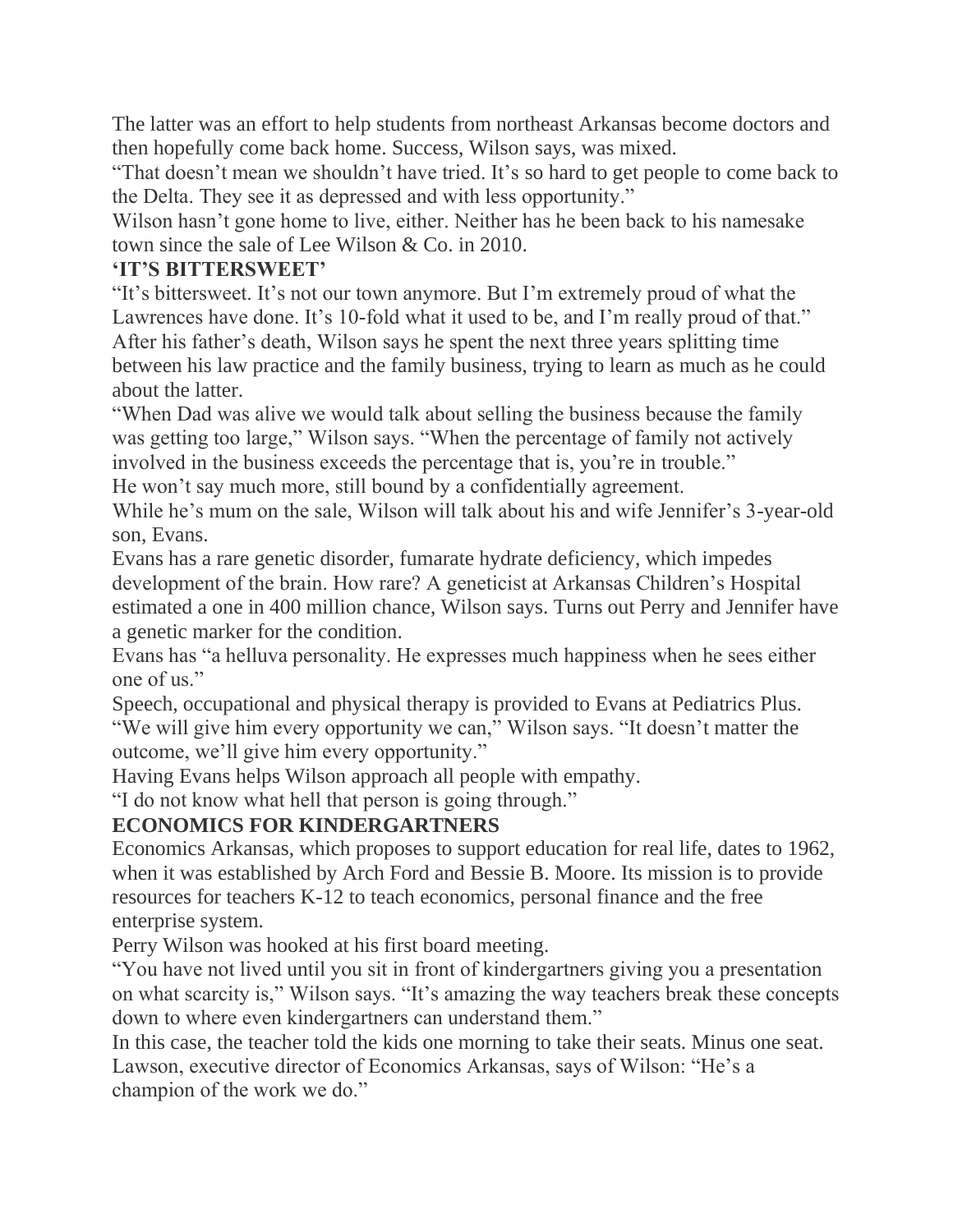The latter was an effort to help students from northeast Arkansas become doctors and then hopefully come back home. Success, Wilson says, was mixed.

"That doesn't mean we shouldn't have tried. It's so hard to get people to come back to the Delta. They see it as depressed and with less opportunity."

Wilson hasn't gone home to live, either. Neither has he been back to his namesake town since the sale of Lee Wilson & Co. in 2010.

## 'IT'S BITTERSWEET'

"It's bittersweet. It's not our town anymore. But I'm extremely proud of what the Lawrences have done. It's 10-fold what it used to be, and I'm really proud of that."

After his father's death, Wilson says he spent the next three years splitting time between his law practice and the family business, trying to learn as much as he could about the latter.

"When Dad was alive we would talk about selling the business because the family was getting too large," Wilson says. "When the percentage of family not actively involved in the business exceeds the percentage that is, you're in trouble."

He won't say much more, still bound by a confidentially agreement.

While he's mum on the sale, Wilson will talk about his and wife Jennifer's 3-year-old son, Evans.

Evans has a rare genetic disorder, fumarate hydrate deficiency, which impedes development of the brain. How rare? A geneticist at Arkansas Children's Hospital estimated a one in 400 million chance, Wilson says. Turns out Perry and Jennifer have a genetic marker for the condition.

Evans has "a helluva personality. He expresses much happiness when he sees either one of us."

Speech, occupational and physical therapy is provided to Evans at Pediatrics Plus.

"We will give him every opportunity we can," Wilson says. "It doesn't matter the outcome, we'll give him every opportunity."

Having Evans helps Wilson approach all people with empathy.

"I do not know what hell that person is going through."

## ECONOMICS FOR KINDERGARTNERS

Economics Arkansas, which proposes to support education for real life, dates to 1962, when it was established by Arch Ford and Bessie B. Moore. Its mission is to provide resources for teachers K-12 to teach economics, personal finance and the free enterprise system.

Perry Wilson was hooked at his first board meeting.

"You have not lived until you sit in front of kindergartners giving you a presentation on what scarcity is," Wilson says. "It's amazing the way teachers break these concepts down to where even kindergartners can understand them."

In this case, the teacher told the kids one morning to take their seats. Minus one seat.

Lawson, executive director of Economics Arkansas, says of Wilson: "He's a champion of the work we do."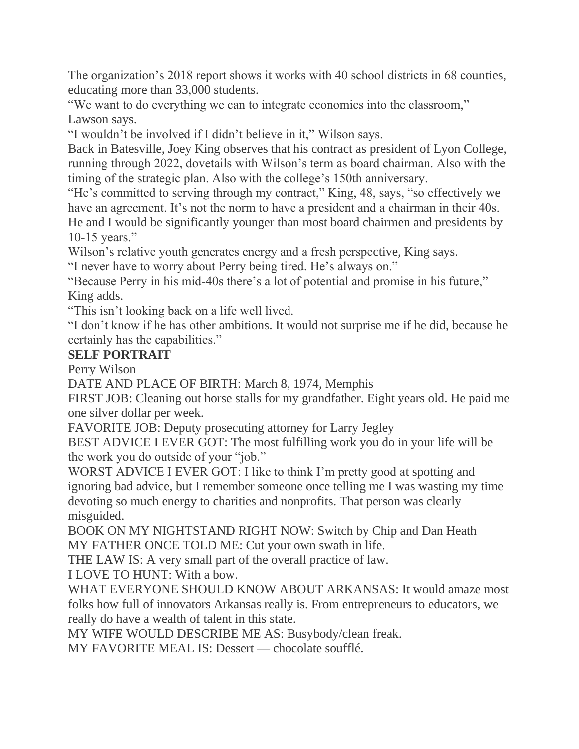The organization's 2018 report shows it works with 40 school districts in 68 counties, educating more than 33,000 students.

"We want to do everything we can to integrate economics into the classroom," Lawson says.

"I wouldn't be involved if I didn't believe in it," Wilson says.

Back in Batesville, Joey King observes that his contract as president of Lyon College, running through 2022, dovetails with Wilson's term as board chairman. Also with the timing of the strategic plan. Also with the college's 150th anniversary.

"He's committed to serving through my contract," King, 48, says, "so effectively we have an agreement. It's not the norm to have a president and a chairman in their 40s. He and I would be significantly younger than most board chairmen and presidents by 10-15 years."

Wilson's relative youth generates energy and a fresh perspective, King says.

"I never have to worry about Perry being tired. He's always on."

"Because Perry in his mid-40s there's a lot of potential and promise in his future," King adds.

"This isn't looking back on a life well lived.

"I don't know if he has other ambitions. It would not surprise me if he did, because he certainly has the capabilities."

**SELF PORTRAIT**

Perry Wilson

DATE AND PLACE OF BIRTH: March 8, 1974, Memphis

FIRST JOB: Cleaning out horse stalls for my grandfather. Eight years old. He paid me one silver dollar per week.

FAVORITE JOB: Deputy prosecuting attorney for Larry Jegley

BEST ADVICE I EVER GOT: The most fulfilling work you do in your life will be the work you do outside of your "job."

WORST ADVICE I EVER GOT: I like to think I'm pretty good at spotting and ignoring bad advice, but I remember someone once telling me I was wasting my time devoting so much energy to charities and nonprofits. That person was clearly misguided.

BOOK ON MY NIGHTSTAND RIGHT NOW: Switch by Chip and Dan Heath

MY FATHER ONCE TOLD ME: Cut your own swath in life.

THE LAW IS: A very small part of the overall practice of law.

I LOVE TO HUNT: With a bow.

WHAT EVERYONE SHOULD KNOW ABOUT ARKANSAS: It would amaze most folks how full of innovators Arkansas really is. From entrepreneurs to educators, we really do have a wealth of talent in this state.

MY WIFE WOULD DESCRIBE ME AS: Busybody/clean freak.

MY FAVORITE MEAL IS: Dessert — chocolate soufflé.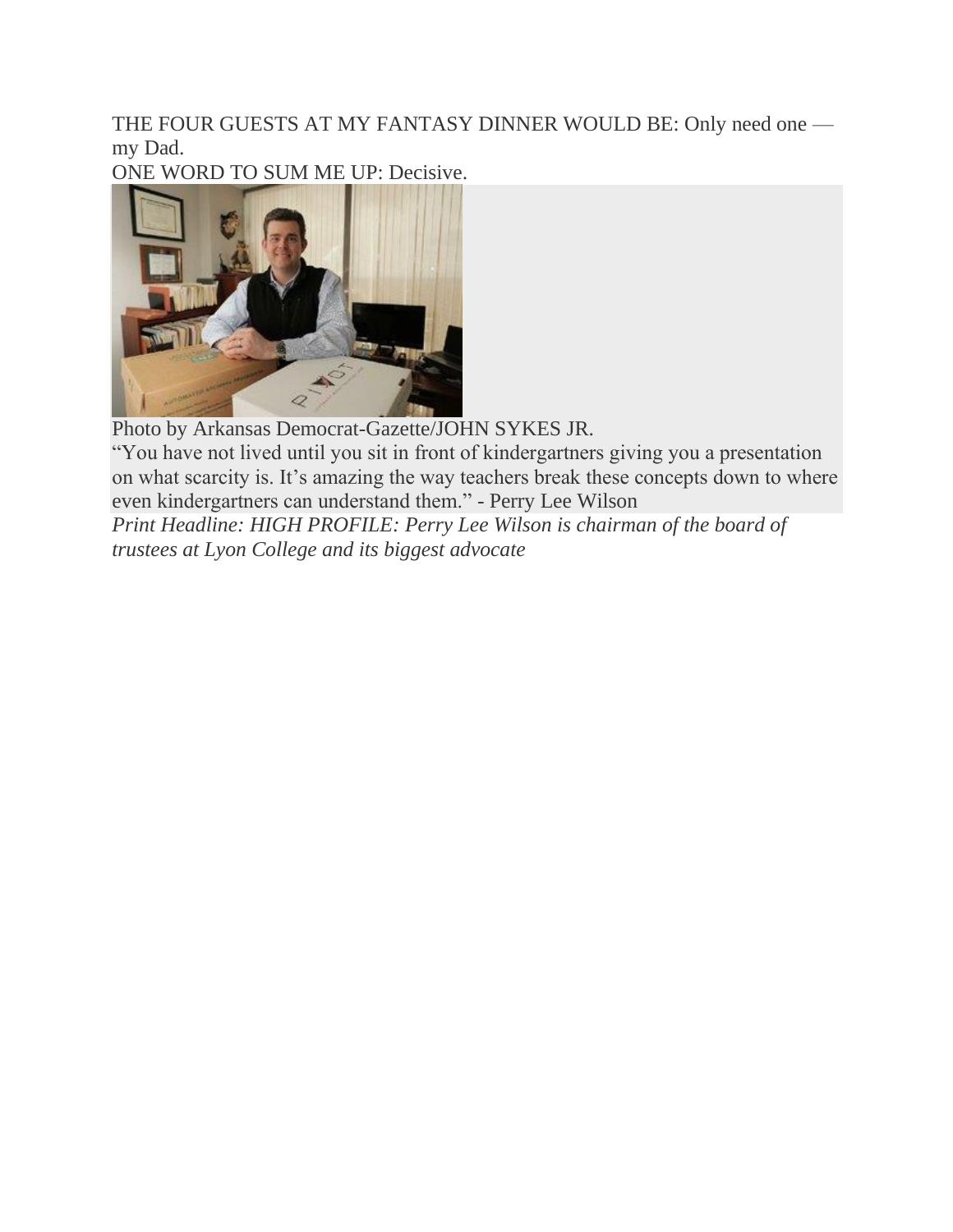THE FOUR GUESTS AT MY FANTASY DINNER WOULD BE: Only need one — my Dad.

ONE WORD TO SUM ME UP: Decisive.

Photo by Arkansas Democrat-Gazette/JOHN SYKES JR.

"You have not lived until you sit in front of kindergartners giving you a presentation on what scarcity is. It's amazing the way teachers break these concepts down to where even kindergartners can understand them." - Perry Lee Wilson

*Print Headline: HIGH PROFILE: Perry Lee Wilson is chairman of the board of trustees at Lyon College and its biggest advocate*